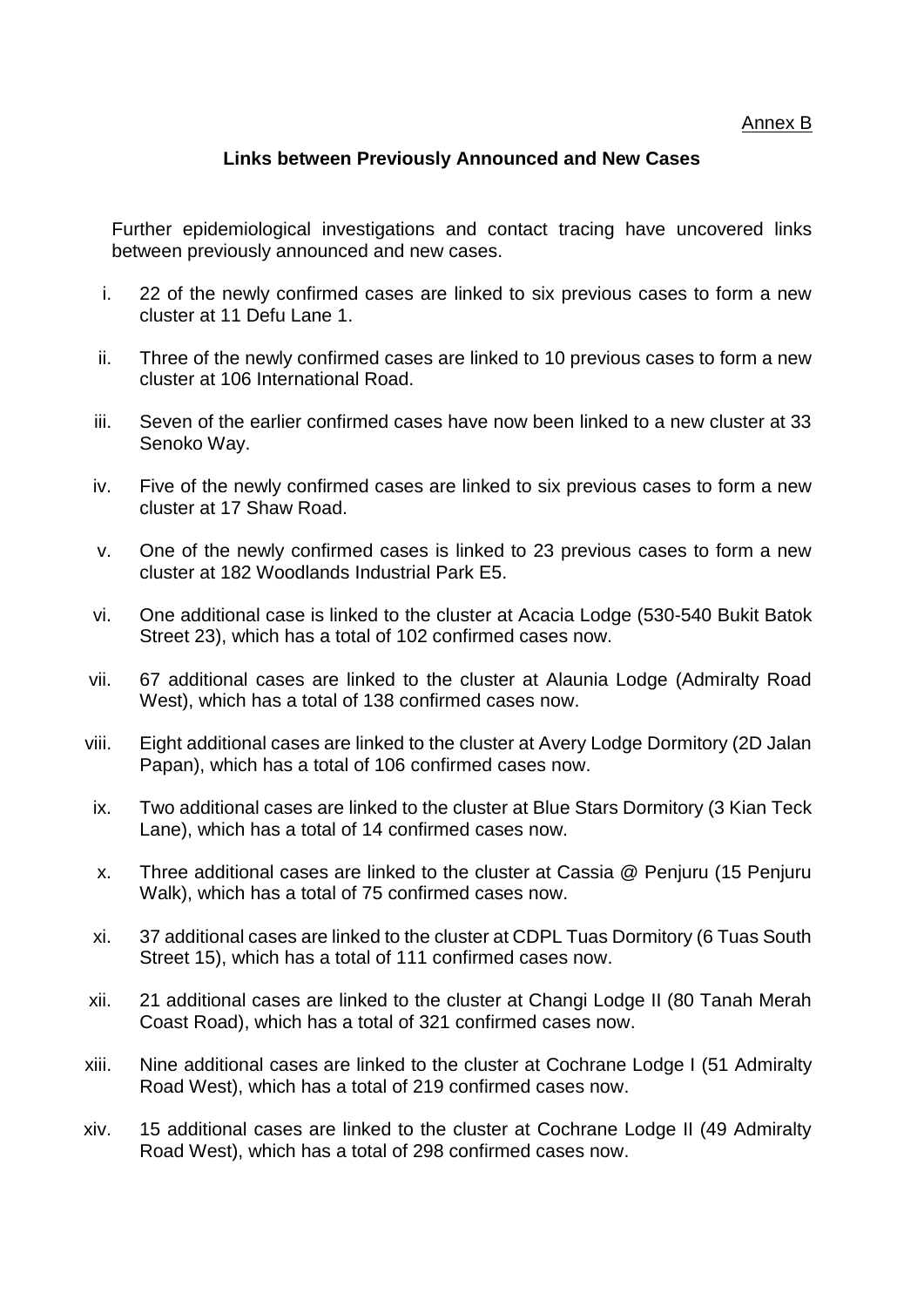Annex B

## Links between Previously Announced and New Cases

Further epidemiological investigations and contact tracing have uncovered links between previously announced and new cases.

i. 22 of the newly confirmed cases are linked to six previous cases to form a new cluster at 11 Defu Lane 1.

ii. Three of the newly confirmed cases are linked to 10 previous cases to form a new cluster at 106 International Road.

iii. Seven of the earlier confirmed cases have now been linked to a new cluster at 33 Senoko Way.

iv. Five of the newly confirmed cases are linked to six previous cases to form a new cluster at 17 Shaw Road.

v. One of the newly confirmed cases is linked to 23 previous cases to form a new cluster at 182 Woodlands Industrial Park E5.

vi. One additional case is linked to the cluster at Acacia Lodge (530-540 Bukit Batok Street 23), which has a total of 102 confirmed cases now.

vii. 67 additional cases are linked to the cluster at Alaunia Lodge (Admiralty Road West), which has a total of 138 confirmed cases now.

viii. Eight additional cases are linked to the cluster at Avery Lodge Dormitory (2D Jalan Papan), which has a total of 106 confirmed cases now.

ix. Two additional cases are linked to the cluster at Blue Stars Dormitory (3 Kian Teck Lane), which has a total of 14 confirmed cases now.

x. Three additional cases are linked to the cluster at Cassia @ Penjuru (15 Penjuru Walk), which has a total of 75 confirmed cases now.

xi. 37 additional cases are linked to the cluster at CDPL Tuas Dormitory (6 Tuas South Street 15), which has a total of 111 confirmed cases now.

xii. 21 additional cases are linked to the cluster at Changi Lodge II (80 Tanah Merah Coast Road), which has a total of 321 confirmed cases now.

xiii. Nine additional cases are linked to the cluster at Cochrane Lodge I (51 Admiralty Road West), which has a total of 219 confirmed cases now.

xiv. 15 additional cases are linked to the cluster at Cochrane Lodge II (49 Admiralty Road West), which has a total of 298 confirmed cases now.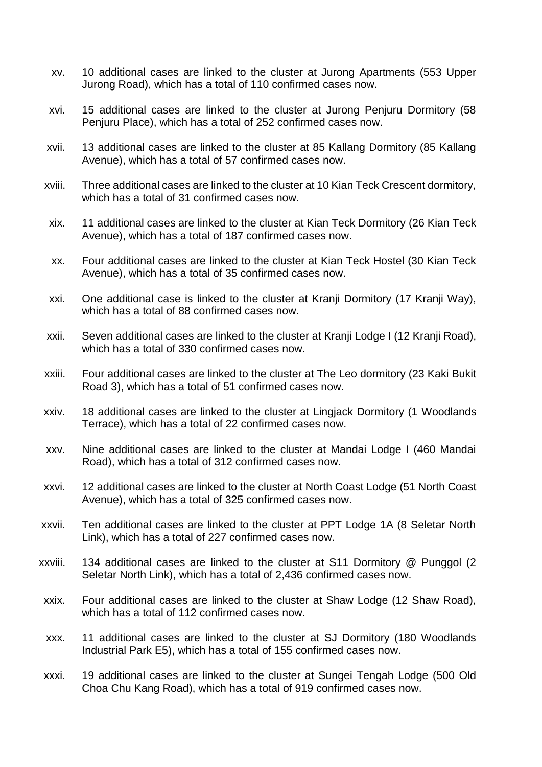xv. 10 additional cases are linked to the cluster at Jurong Apartments (553 Upper Jurong Road), which has a total of 110 confirmed cases now.

xvi. 15 additional cases are linked to the cluster at Jurong Penjuru Dormitory (58 Penjuru Place), which has a total of 252 confirmed cases now.

xvii. 13 additional cases are linked to the cluster at 85 Kallang Dormitory (85 Kallang Avenue), which has a total of 57 confirmed cases now.

xviii. Three additional cases are linked to the cluster at 10 Kian Teck Crescent dormitory, which has a total of 31 confirmed cases now.

xix. 11 additional cases are linked to the cluster at Kian Teck Dormitory (26 Kian Teck Avenue), which has a total of 187 confirmed cases now.

xx. Four additional cases are linked to the cluster at Kian Teck Hostel (30 Kian Teck Avenue), which has a total of 35 confirmed cases now.

xxi. One additional case is linked to the cluster at Kranji Dormitory (17 Kranji Way), which has a total of 88 confirmed cases now.

xxii. Seven additional cases are linked to the cluster at Kranji Lodge I (12 Kranji Road), which has a total of 330 confirmed cases now.

xxiii. Four additional cases are linked to the cluster at The Leo dormitory (23 Kaki Bukit Road 3), which has a total of 51 confirmed cases now.

xxiv. 18 additional cases are linked to the cluster at Lingjack Dormitory (1 Woodlands Terrace), which has a total of 22 confirmed cases now.

xxv. Nine additional cases are linked to the cluster at Mandai Lodge I (460 Mandai Road), which has a total of 312 confirmed cases now.

xxvi. 12 additional cases are linked to the cluster at North Coast Lodge (51 North Coast Avenue), which has a total of 325 confirmed cases now.

xxvii. Ten additional cases are linked to the cluster at PPT Lodge 1A (8 Seletar North Link), which has a total of 227 confirmed cases now.

xxviii. 134 additional cases are linked to the cluster at S11 Dormitory @ Punggol (2 Seletar North Link), which has a total of 2,436 confirmed cases now.

xxix. Four additional cases are linked to the cluster at Shaw Lodge (12 Shaw Road), which has a total of 112 confirmed cases now.

xxx. 11 additional cases are linked to the cluster at SJ Dormitory (180 Woodlands Industrial Park E5), which has a total of 155 confirmed cases now.

xxxi. 19 additional cases are linked to the cluster at Sungei Tengah Lodge (500 Old Choa Chu Kang Road), which has a total of 919 confirmed cases now.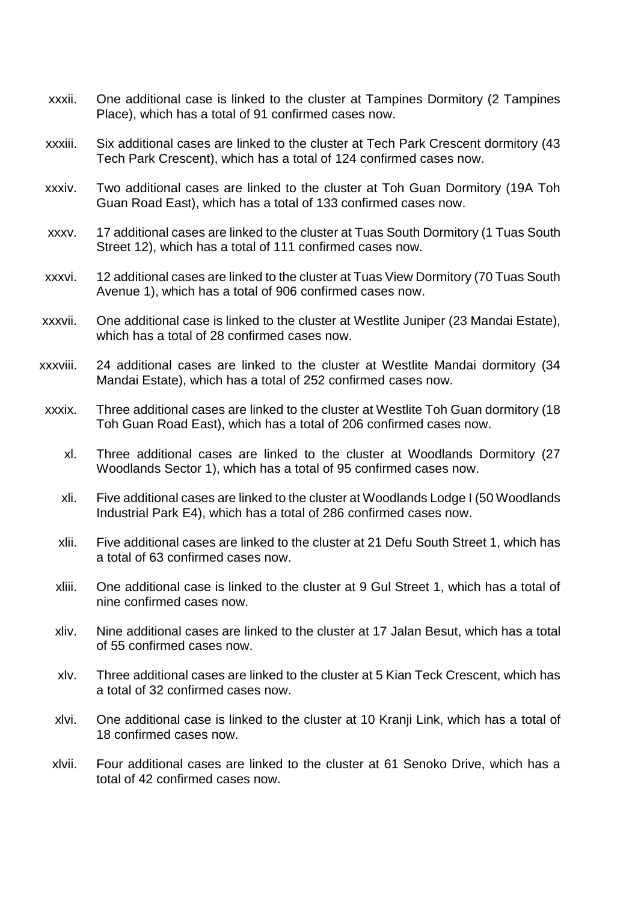xxxii. One additional case is linked to the cluster at Tampines Dormitory (2 Tampines Place), which has a total of 91 confirmed cases now.

xxxiii. Six additional cases are linked to the cluster at Tech Park Crescent dormitory (43 Tech Park Crescent), which has a total of 124 confirmed cases now.

xxxiv. Two additional cases are linked to the cluster at Toh Guan Dormitory (19A Toh Guan Road East), which has a total of 133 confirmed cases now.

xxxv. 17 additional cases are linked to the cluster at Tuas South Dormitory (1 Tuas South Street 12), which has a total of 111 confirmed cases now.

xxxvi. 12 additional cases are linked to the cluster at Tuas View Dormitory (70 Tuas South Avenue 1), which has a total of 906 confirmed cases now.

xxxvii. One additional case is linked to the cluster at Westlite Juniper (23 Mandai Estate), which has a total of 28 confirmed cases now.

xxxviii. 24 additional cases are linked to the cluster at Westlite Mandai dormitory (34 Mandai Estate), which has a total of 252 confirmed cases now.

xxxix. Three additional cases are linked to the cluster at Westlite Toh Guan dormitory (18 Toh Guan Road East), which has a total of 206 confirmed cases now.

xl. Three additional cases are linked to the cluster at Woodlands Dormitory (27 Woodlands Sector 1), which has a total of 95 confirmed cases now.

xli. Five additional cases are linked to the cluster at Woodlands Lodge I (50 Woodlands Industrial Park E4), which has a total of 286 confirmed cases now.

xlii. Five additional cases are linked to the cluster at 21 Defu South Street 1, which has a total of 63 confirmed cases now.

xliii. One additional case is linked to the cluster at 9 Gul Street 1, which has a total of nine confirmed cases now.

xliv. Nine additional cases are linked to the cluster at 17 Jalan Besut, which has a total of 55 confirmed cases now.

xlv. Three additional cases are linked to the cluster at 5 Kian Teck Crescent, which has a total of 32 confirmed cases now.

xlvi. One additional case is linked to the cluster at 10 Kranji Link, which has a total of 18 confirmed cases now.

xlvii. Four additional cases are linked to the cluster at 61 Senoko Drive, which has a total of 42 confirmed cases now.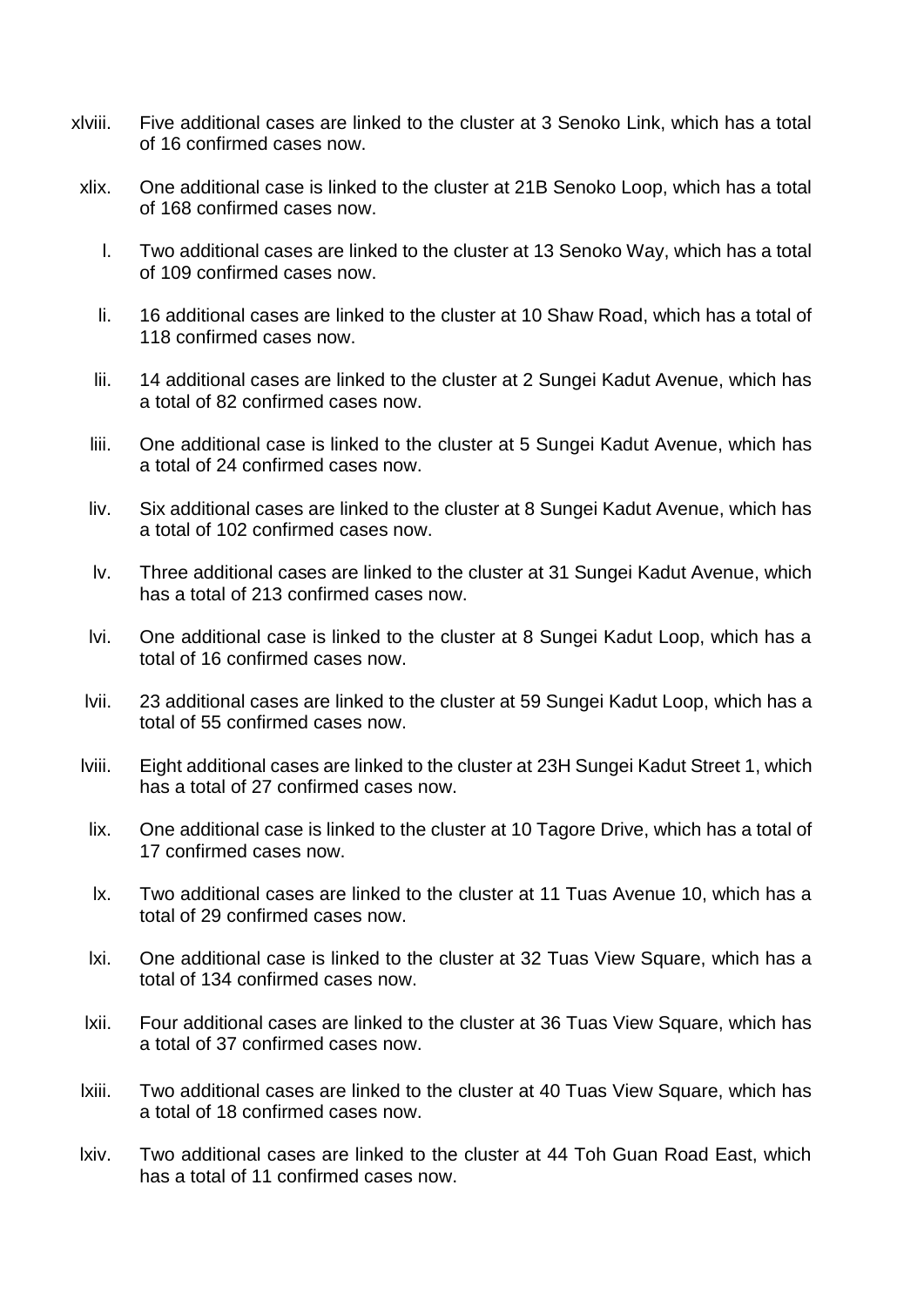xlviii. Five additional cases are linked to the cluster at 3 Senoko Link, which has a total of 16 confirmed cases now.

xlix. One additional case is linked to the cluster at 21B Senoko Loop, which has a total of 168 confirmed cases now.

l. Two additional cases are linked to the cluster at 13 Senoko Way, which has a total of 109 confirmed cases now.

li. 16 additional cases are linked to the cluster at 10 Shaw Road, which has a total of 118 confirmed cases now.

lii. 14 additional cases are linked to the cluster at 2 Sungei Kadut Avenue, which has a total of 82 confirmed cases now.

liii. One additional case is linked to the cluster at 5 Sungei Kadut Avenue, which has a total of 24 confirmed cases now.

liv. Six additional cases are linked to the cluster at 8 Sungei Kadut Avenue, which has a total of 102 confirmed cases now.

lv. Three additional cases are linked to the cluster at 31 Sungei Kadut Avenue, which has a total of 213 confirmed cases now.

lvi. One additional case is linked to the cluster at 8 Sungei Kadut Loop, which has a total of 16 confirmed cases now.

lvii. 23 additional cases are linked to the cluster at 59 Sungei Kadut Loop, which has a total of 55 confirmed cases now.

lviii. Eight additional cases are linked to the cluster at 23H Sungei Kadut Street 1, which has a total of 27 confirmed cases now.

lix. One additional case is linked to the cluster at 10 Tagore Drive, which has a total of 17 confirmed cases now.

lx. Two additional cases are linked to the cluster at 11 Tuas Avenue 10, which has a total of 29 confirmed cases now.

lxi. One additional case is linked to the cluster at 32 Tuas View Square, which has a total of 134 confirmed cases now.

lxii. Four additional cases are linked to the cluster at 36 Tuas View Square, which has a total of 37 confirmed cases now.

lxiii. Two additional cases are linked to the cluster at 40 Tuas View Square, which has a total of 18 confirmed cases now.

lxiv. Two additional cases are linked to the cluster at 44 Toh Guan Road East, which has a total of 11 confirmed cases now.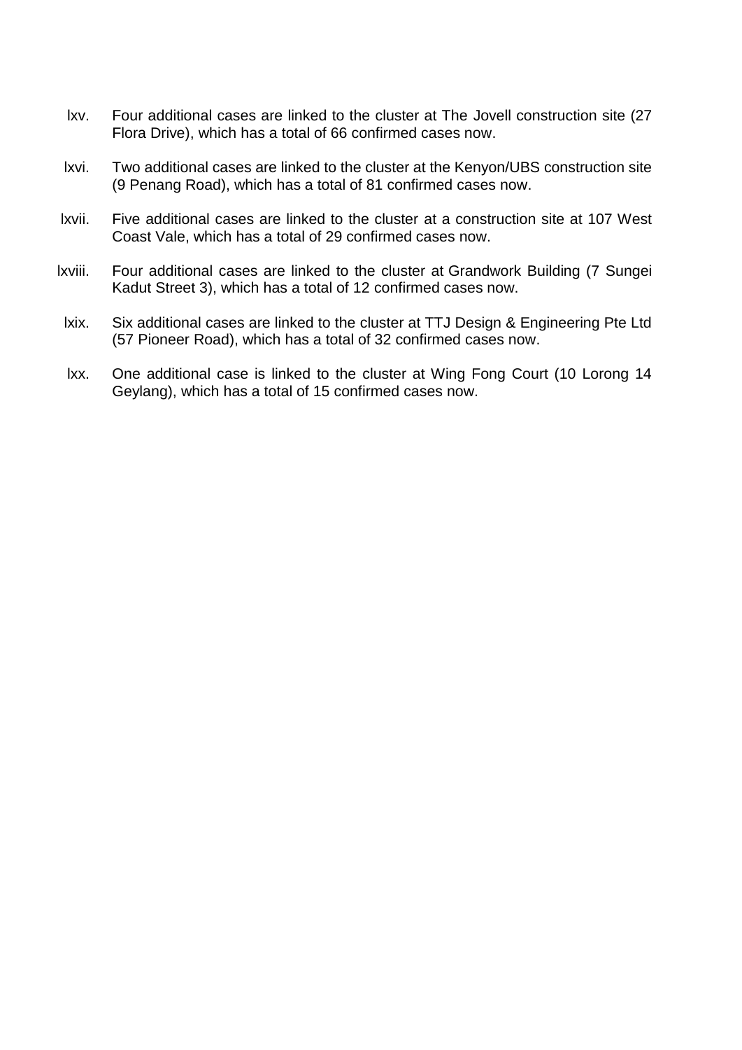lxv. Four additional cases are linked to the cluster at The Jovell construction site (27 Flora Drive), which has a total of 66 confirmed cases now.

lxvi. Two additional cases are linked to the cluster at the Kenyon/UBS construction site (9 Penang Road), which has a total of 81 confirmed cases now.

lxvii. Five additional cases are linked to the cluster at a construction site at 107 West Coast Vale, which has a total of 29 confirmed cases now.

lxviii. Four additional cases are linked to the cluster at Grandwork Building (7 Sungei Kadut Street 3), which has a total of 12 confirmed cases now.

lxix. Six additional cases are linked to the cluster at TTJ Design & Engineering Pte Ltd (57 Pioneer Road), which has a total of 32 confirmed cases now.

lxx. One additional case is linked to the cluster at Wing Fong Court (10 Lorong 14 Geylang), which has a total of 15 confirmed cases now.